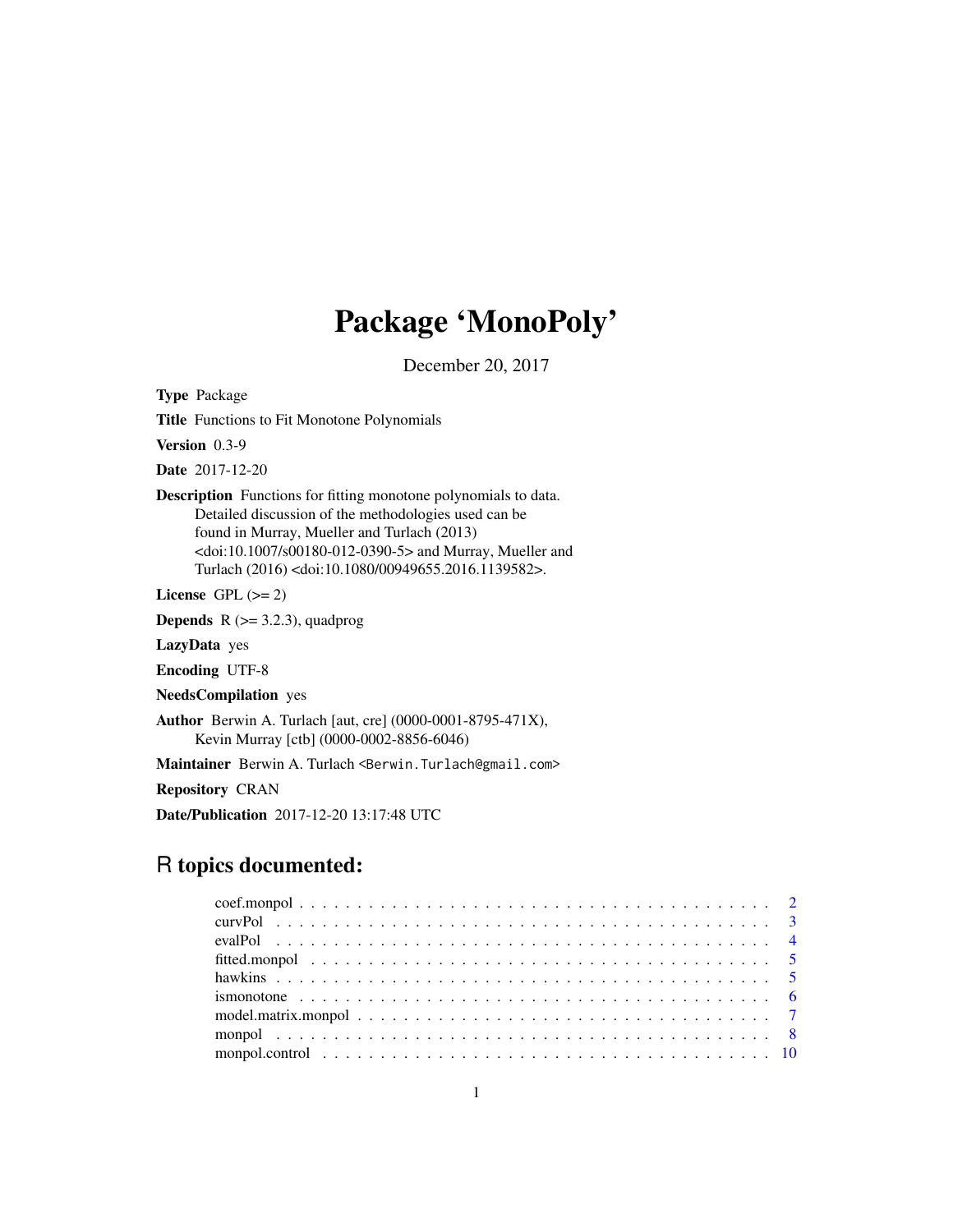# Package 'MonoPoly'

December 20, 2017

**Type** Package

**Title** Functions to Fit Monotone Polynomials

**Version** 0.3-9

**Date** 2017-12-20

**Description** Functions for fitting monotone polynomials to data. Detailed discussion of the methodologies used can be found in Murray, Mueller and Turlach (2013) <doi:10.1007/s00180-012-0390-5> and Murray, Mueller and Turlach (2016) <doi:10.1080/00949655.2016.1139582>.

**License** GPL (>= 2)

**Depends** R (>= 3.2.3), quadprog

**LazyData** yes

**Encoding** UTF-8

**NeedsCompilation** yes

**Author** Berwin A. Turlach [aut, cre] (0000-0001-8795-471X), Kevin Murray [ctb] (0000-0002-8856-6046)

**Maintainer** Berwin A. Turlach <Berwin.Turlach@gmail.com>

**Repository** CRAN

**Date/Publication** 2017-12-20 13:17:48 UTC

## R topics documented:

| | |
|---|---|
| coef.monpol | 2 |
| curvPol | 3 |
| evalPol | 4 |
| fitted.monpol | 5 |
| hawkins | 5 |
| ismonotone | 6 |
| model.matrix.monpol | 7 |
| monpol | 8 |
| monpol.control | 10 |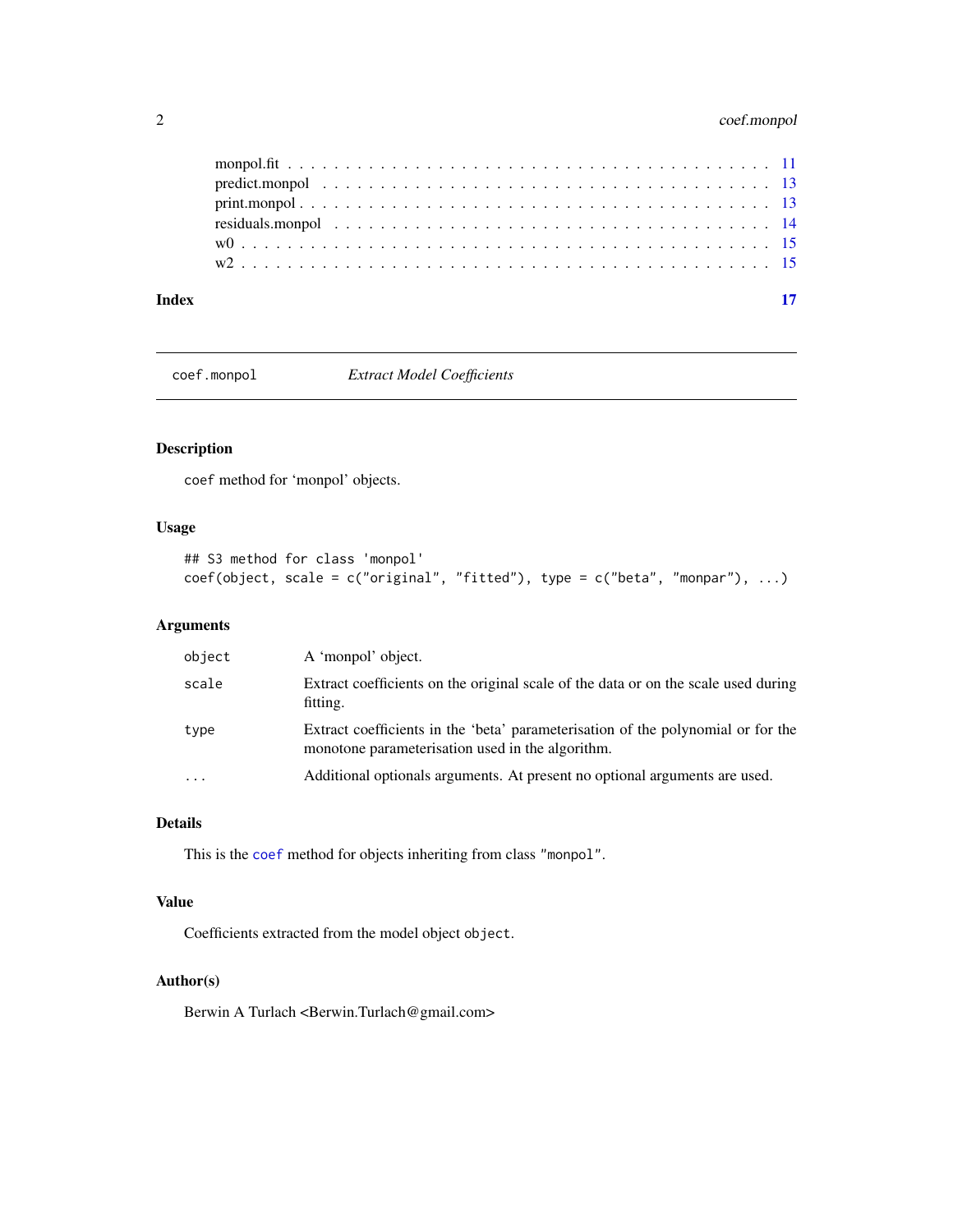monpol.fit . . . . . . . . . . . . . . . . . . . . . . . . . . . . . . . . . . . . . . . 11
predict.monpol . . . . . . . . . . . . . . . . . . . . . . . . . . . . . . . . . . . . . 13
print.monpol . . . . . . . . . . . . . . . . . . . . . . . . . . . . . . . . . . . . . . 13
residuals.monpol . . . . . . . . . . . . . . . . . . . . . . . . . . . . . . . . . . . . 14
w0 . . . . . . . . . . . . . . . . . . . . . . . . . . . . . . . . . . . . . . . . . . . 15
w2 . . . . . . . . . . . . . . . . . . . . . . . . . . . . . . . . . . . . . . . . . . . 15

**Index** **17**

---

## coef.monpol — *Extract Model Coefficients*

### Description

`coef` method for 'monpol' objects.

### Usage

```
## S3 method for class 'monpol'
coef(object, scale = c("original", "fitted"), type = c("beta", "monpar"), ...)
```

### Arguments

| | |
|---|---|
| `object` | A 'monpol' object. |
| `scale` | Extract coefficients on the original scale of the data or on the scale used during fitting. |
| `type` | Extract coefficients in the 'beta' parameterisation of the polynomial or for the monotone parameterisation used in the algorithm. |
| `...` | Additional optionals arguments. At present no optional arguments are used. |

### Details

This is the `coef` method for objects inheriting from class `"monpol"`.

### Value

Coefficients extracted from the model object `object`.

### Author(s)

Berwin A Turlach <Berwin.Turlach@gmail.com>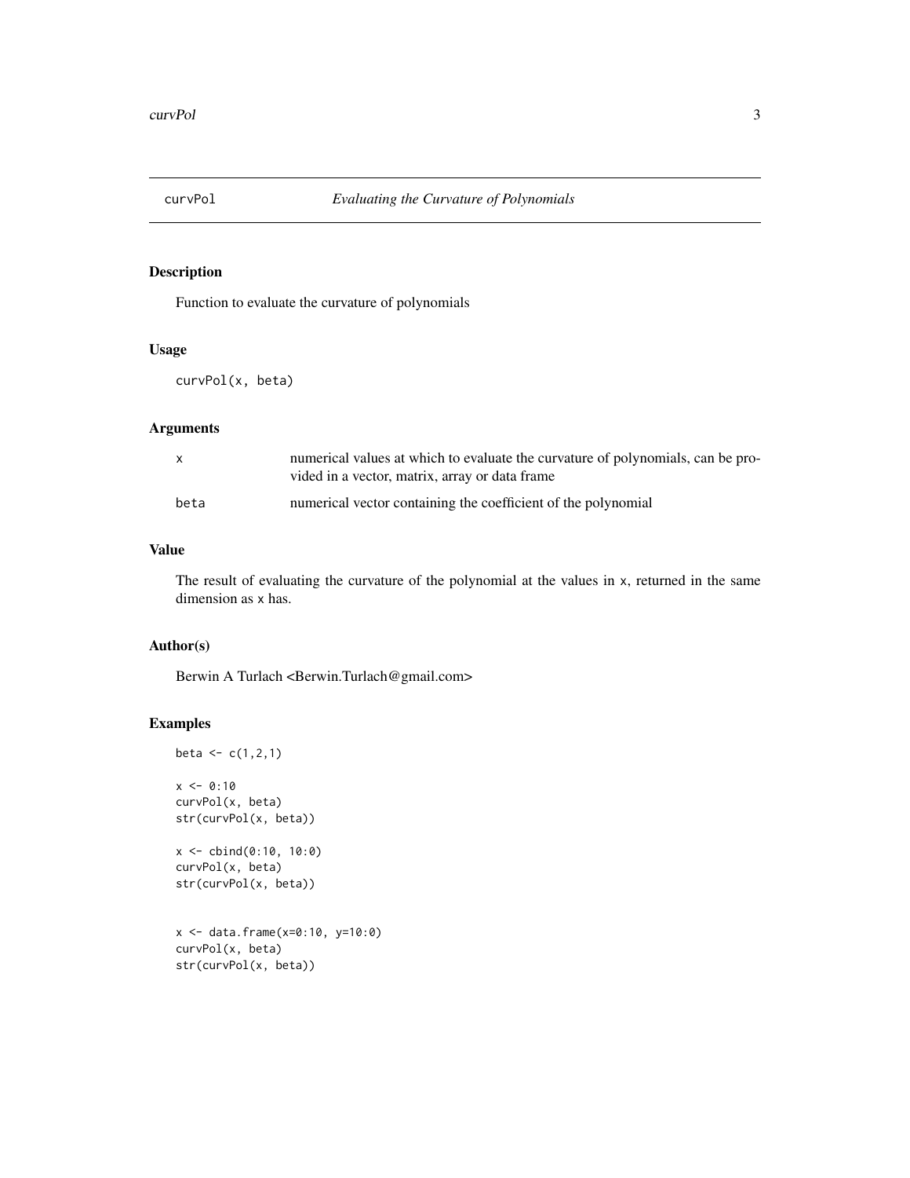# curvPol — *Evaluating the Curvature of Polynomials*

## Description

Function to evaluate the curvature of polynomials

## Usage

```
curvPol(x, beta)
```

## Arguments

| | |
|---|---|
| x | numerical values at which to evaluate the curvature of polynomials, can be provided in a vector, matrix, array or data frame |
| beta | numerical vector containing the coefficient of the polynomial |

## Value

The result of evaluating the curvature of the polynomial at the values in x, returned in the same dimension as x has.

## Author(s)

Berwin A Turlach <Berwin.Turlach@gmail.com>

## Examples

```
beta <- c(1,2,1)

x <- 0:10
curvPol(x, beta)
str(curvPol(x, beta))

x <- cbind(0:10, 10:0)
curvPol(x, beta)
str(curvPol(x, beta))


x <- data.frame(x=0:10, y=10:0)
curvPol(x, beta)
str(curvPol(x, beta))
```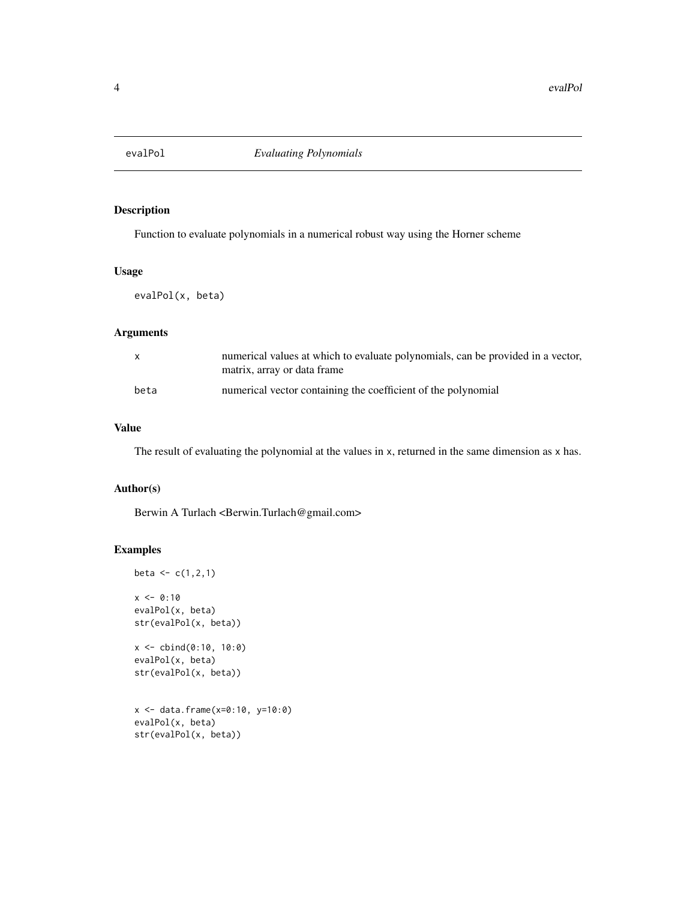evalPol *Evaluating Polynomials*

## Description

Function to evaluate polynomials in a numerical robust way using the Horner scheme

## Usage

```
evalPol(x, beta)
```

## Arguments

| | |
|---|---|
| x | numerical values at which to evaluate polynomials, can be provided in a vector, matrix, array or data frame |
| beta | numerical vector containing the coefficient of the polynomial |

## Value

The result of evaluating the polynomial at the values in x, returned in the same dimension as x has.

## Author(s)

Berwin A Turlach <Berwin.Turlach@gmail.com>

## Examples

```
beta <- c(1,2,1)

x <- 0:10
evalPol(x, beta)
str(evalPol(x, beta))

x <- cbind(0:10, 10:0)
evalPol(x, beta)
str(evalPol(x, beta))


x <- data.frame(x=0:10, y=10:0)
evalPol(x, beta)
str(evalPol(x, beta))
```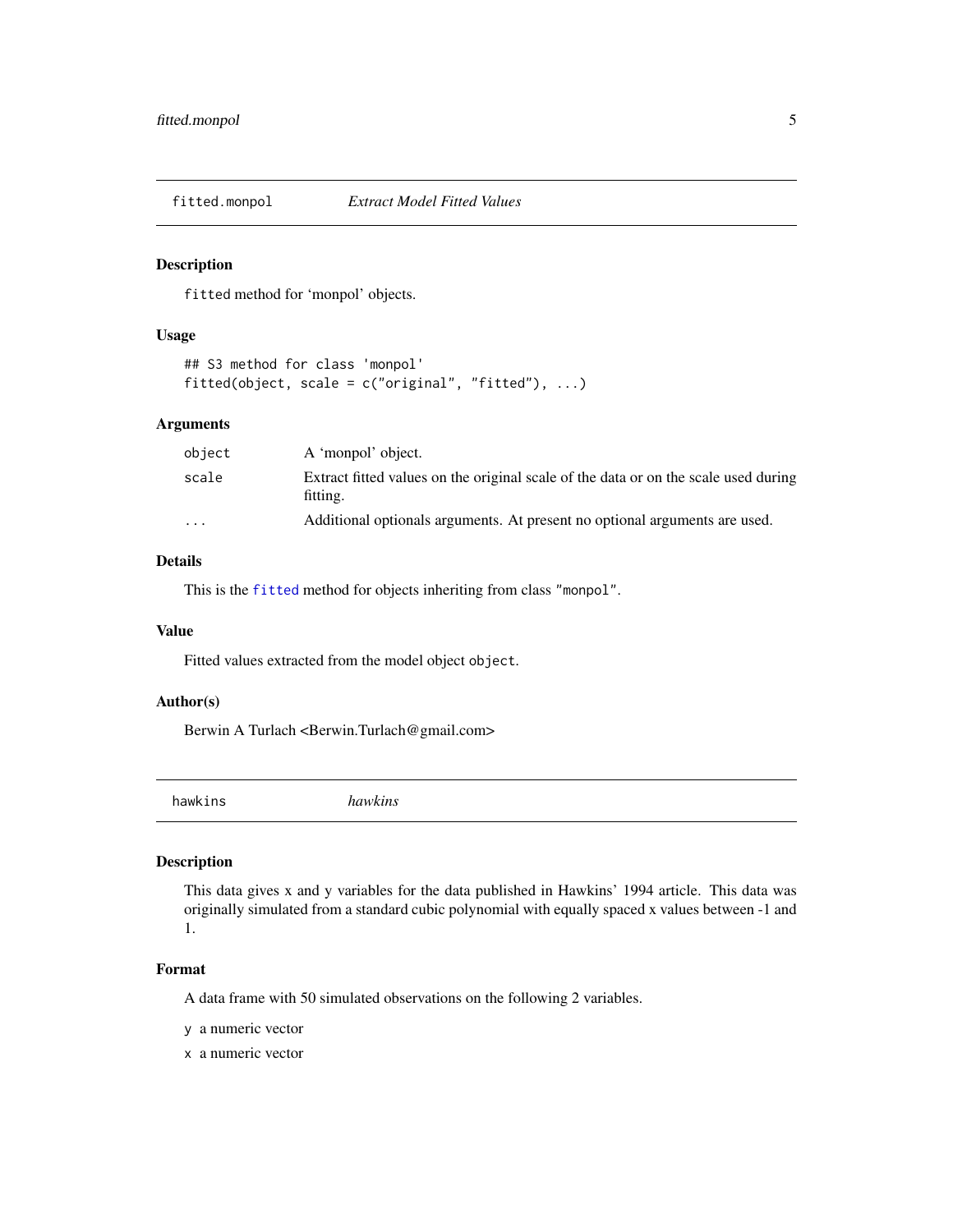## fitted.monpol — *Extract Model Fitted Values*

### Description

`fitted` method for 'monpol' objects.

### Usage

```
## S3 method for class 'monpol'
fitted(object, scale = c("original", "fitted"), ...)
```

### Arguments

| | |
|---|---|
| `object` | A 'monpol' object. |
| `scale` | Extract fitted values on the original scale of the data or on the scale used during fitting. |
| `...` | Additional optionals arguments. At present no optional arguments are used. |

### Details

This is the `fitted` method for objects inheriting from class `"monpol"`.

### Value

Fitted values extracted from the model object `object`.

### Author(s)

Berwin A Turlach <Berwin.Turlach@gmail.com>

## hawkins — *hawkins*

### Description

This data gives x and y variables for the data published in Hawkins' 1994 article. This data was originally simulated from a standard cubic polynomial with equally spaced x values between -1 and 1.

### Format

A data frame with 50 simulated observations on the following 2 variables.

`y` a numeric vector

`x` a numeric vector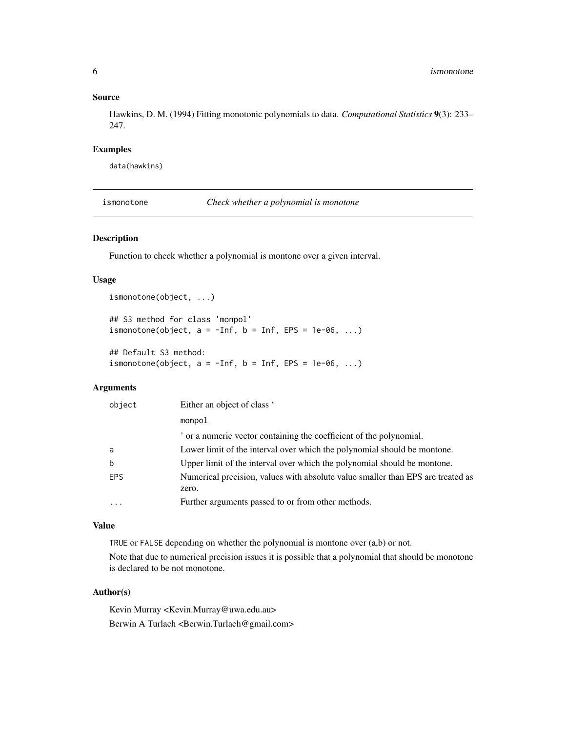### Source

Hawkins, D. M. (1994) Fitting monotonic polynomials to data. *Computational Statistics* **9**(3): 233–247.

### Examples

```
data(hawkins)
```

---

## ismonotone — *Check whether a polynomial is monotone*

---

### Description

Function to check whether a polynomial is montone over a given interval.

### Usage

```
ismonotone(object, ...)

## S3 method for class 'monpol'
ismonotone(object, a = -Inf, b = Inf, EPS = 1e-06, ...)

## Default S3 method:
ismonotone(object, a = -Inf, b = Inf, EPS = 1e-06, ...)
```

### Arguments

| | |
|---|---|
| object | Either an object of class ‘ |
| | monpol |
| | ’ or a numeric vector containing the coefficient of the polynomial. |
| a | Lower limit of the interval over which the polynomial should be montone. |
| b | Upper limit of the interval over which the polynomial should be montone. |
| EPS | Numerical precision, values with absolute value smaller than EPS are treated as zero. |
| ... | Further arguments passed to or from other methods. |

### Value

TRUE or FALSE depending on whether the polynomial is montone over (a,b) or not.

Note that due to numerical precision issues it is possible that a polynomial that should be monotone is declared to be not monotone.

### Author(s)

Kevin Murray <Kevin.Murray@uwa.edu.au>

Berwin A Turlach <Berwin.Turlach@gmail.com>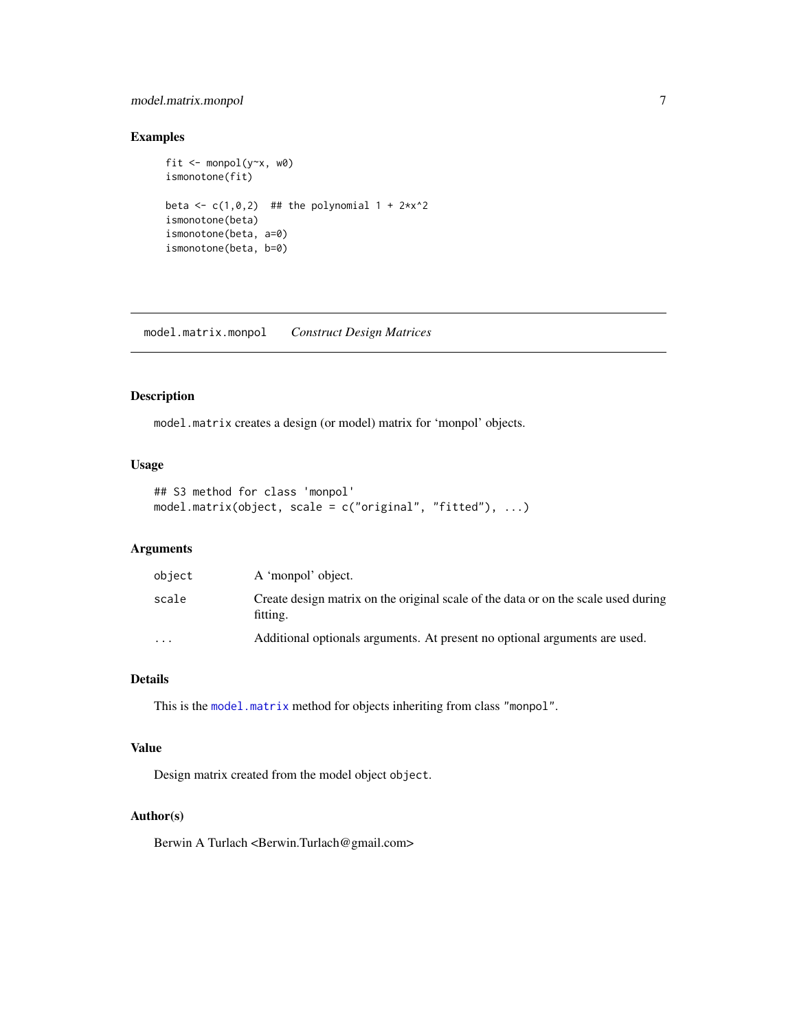### Examples

```
fit <- monpol(y~x, w0)
ismonotone(fit)

beta <- c(1,0,2)  ## the polynomial 1 + 2*x^2
ismonotone(beta)
ismonotone(beta, a=0)
ismonotone(beta, b=0)
```

---

## model.matrix.monpol    *Construct Design Matrices*

---

### Description

`model.matrix` creates a design (or model) matrix for 'monpol' objects.

### Usage

```
## S3 method for class 'monpol'
model.matrix(object, scale = c("original", "fitted"), ...)
```

### Arguments

| | |
|---|---|
| `object` | A 'monpol' object. |
| `scale` | Create design matrix on the original scale of the data or on the scale used during fitting. |
| `...` | Additional optionals arguments. At present no optional arguments are used. |

### Details

This is the `model.matrix` method for objects inheriting from class `"monpol"`.

### Value

Design matrix created from the model object `object`.

### Author(s)

Berwin A Turlach <Berwin.Turlach@gmail.com>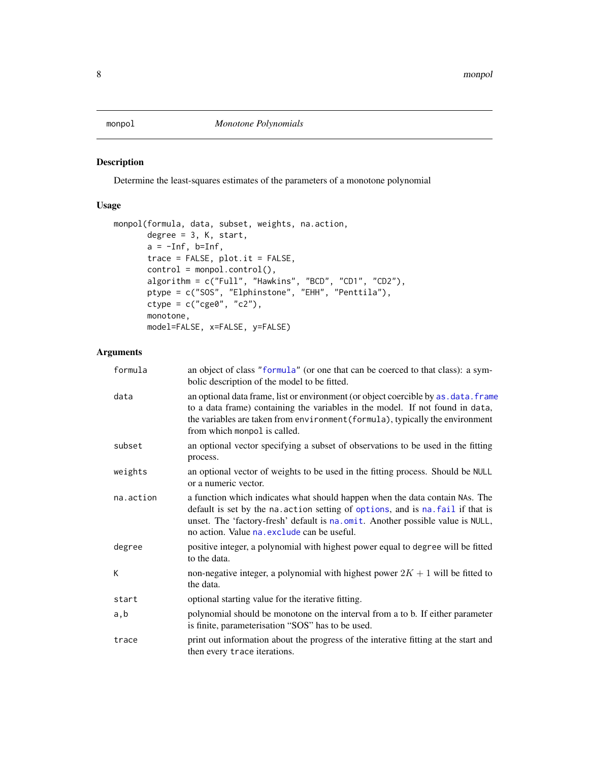# monpol — *Monotone Polynomials*

## Description

Determine the least-squares estimates of the parameters of a monotone polynomial

## Usage

```
monpol(formula, data, subset, weights, na.action,
       degree = 3, K, start,
       a = -Inf, b=Inf,
       trace = FALSE, plot.it = FALSE,
       control = monpol.control(),
       algorithm = c("Full", "Hawkins", "BCD", "CD1", "CD2"),
       ptype = c("SOS", "Elphinstone", "EHH", "Penttila"),
       ctype = c("cge0", "c2"),
       monotone,
       model=FALSE, x=FALSE, y=FALSE)
```

## Arguments

| | |
|---|---|
| `formula` | an object of class "`formula`" (or one that can be coerced to that class): a symbolic description of the model to be fitted. |
| `data` | an optional data frame, list or environment (or object coercible by `as.data.frame` to a data frame) containing the variables in the model. If not found in `data`, the variables are taken from `environment(formula)`, typically the environment from which `monpol` is called. |
| `subset` | an optional vector specifying a subset of observations to be used in the fitting process. |
| `weights` | an optional vector of weights to be used in the fitting process. Should be `NULL` or a numeric vector. |
| `na.action` | a function which indicates what should happen when the data contain `NA`s. The default is set by the `na.action` setting of `options`, and is `na.fail` if that is unset. The 'factory-fresh' default is `na.omit`. Another possible value is `NULL`, no action. Value `na.exclude` can be useful. |
| `degree` | positive integer, a polynomial with highest power equal to `degree` will be fitted to the data. |
| `K` | non-negative integer, a polynomial with highest power $2K + 1$ will be fitted to the data. |
| `start` | optional starting value for the iterative fitting. |
| `a,b` | polynomial should be monotone on the interval from a to b. If either parameter is finite, parameterisation "SOS" has to be used. |
| `trace` | print out information about the progress of the interative fitting at the start and then every `trace` iterations. |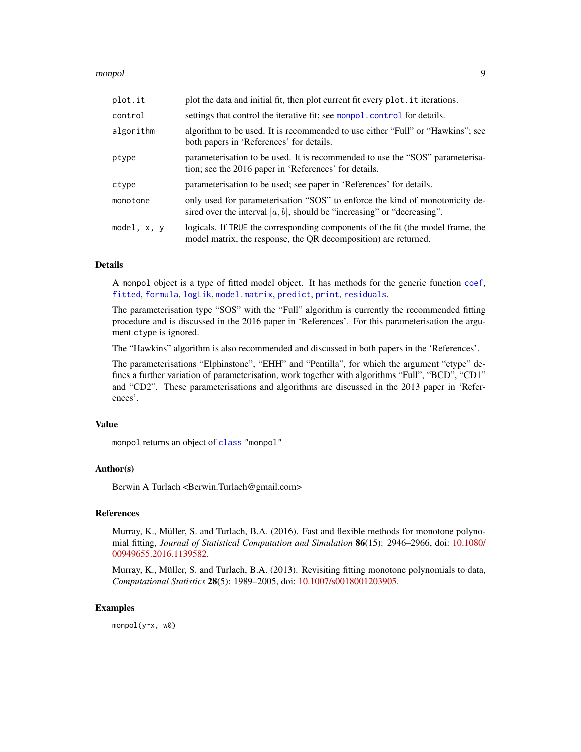| | |
|---|---|
| `plot.it` | plot the data and initial fit, then plot current fit every `plot.it` iterations. |
| `control` | settings that control the iterative fit; see `monpol.control` for details. |
| `algorithm` | algorithm to be used. It is recommended to use either "Full" or "Hawkins"; see both papers in 'References' for details. |
| `ptype` | parameterisation to be used. It is recommended to use the "SOS" parameterisation; see the 2016 paper in 'References' for details. |
| `ctype` | parameterisation to be used; see paper in 'References' for details. |
| `monotone` | only used for parameterisation "SOS" to enforce the kind of monotonicity desired over the interval $[a, b]$, should be "increasing" or "decreasing". |
| `model, x, y` | logicals. If `TRUE` the corresponding components of the fit (the model frame, the model matrix, the response, the QR decomposition) are returned. |

## Details

A `monpol` object is a type of fitted model object. It has methods for the generic function `coef`, `fitted`, `formula`, `logLik`, `model.matrix`, `predict`, `print`, `residuals`.

The parameterisation type "SOS" with the "Full" algorithm is currently the recommended fitting procedure and is discussed in the 2016 paper in 'References'. For this parameterisation the argument `ctype` is ignored.

The "Hawkins" algorithm is also recommended and discussed in both papers in the 'References'.

The parameterisations "Elphinstone", "EHH" and "Pentilla", for which the argument "ctype" defines a further variation of parameterisation, work together with algorithms "Full", "BCD", "CD1" and "CD2". These parameterisations and algorithms are discussed in the 2013 paper in 'References'.

## Value

`monpol` returns an object of `class` `"monpol"`

## Author(s)

Berwin A Turlach <Berwin.Turlach@gmail.com>

## References

Murray, K., Müller, S. and Turlach, B.A. (2016). Fast and flexible methods for monotone polynomial fitting, *Journal of Statistical Computation and Simulation* **86**(15): 2946–2966, doi: 10.1080/00949655.2016.1139582.

Murray, K., Müller, S. and Turlach, B.A. (2013). Revisiting fitting monotone polynomials to data, *Computational Statistics* **28**(5): 1989–2005, doi: 10.1007/s0018001203905.

## Examples

```
monpol(y~x, w0)
```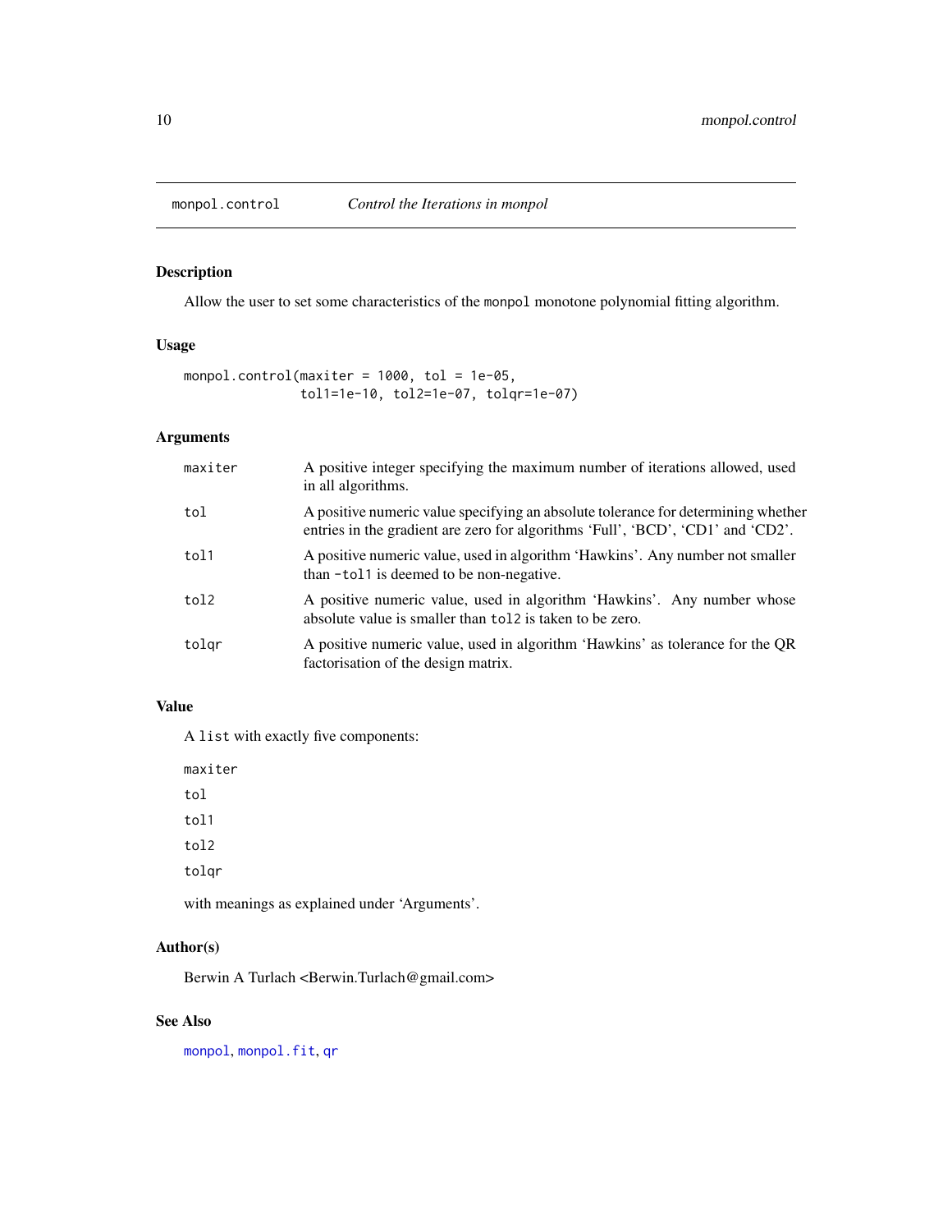monpol.control *Control the Iterations in monpol*

## Description

Allow the user to set some characteristics of the monpol monotone polynomial fitting algorithm.

## Usage

```
monpol.control(maxiter = 1000, tol = 1e-05,
               tol1=1e-10, tol2=1e-07, tolqr=1e-07)
```

## Arguments

| | |
|---|---|
| maxiter | A positive integer specifying the maximum number of iterations allowed, used in all algorithms. |
| tol | A positive numeric value specifying an absolute tolerance for determining whether entries in the gradient are zero for algorithms 'Full', 'BCD', 'CD1' and 'CD2'. |
| tol1 | A positive numeric value, used in algorithm 'Hawkins'. Any number not smaller than -tol1 is deemed to be non-negative. |
| tol2 | A positive numeric value, used in algorithm 'Hawkins'. Any number whose absolute value is smaller than tol2 is taken to be zero. |
| tolqr | A positive numeric value, used in algorithm 'Hawkins' as tolerance for the QR factorisation of the design matrix. |

## Value

A list with exactly five components:

maxiter

tol

tol1

tol2

tolqr

with meanings as explained under 'Arguments'.

## Author(s)

Berwin A Turlach <Berwin.Turlach@gmail.com>

## See Also

monpol, monpol.fit, qr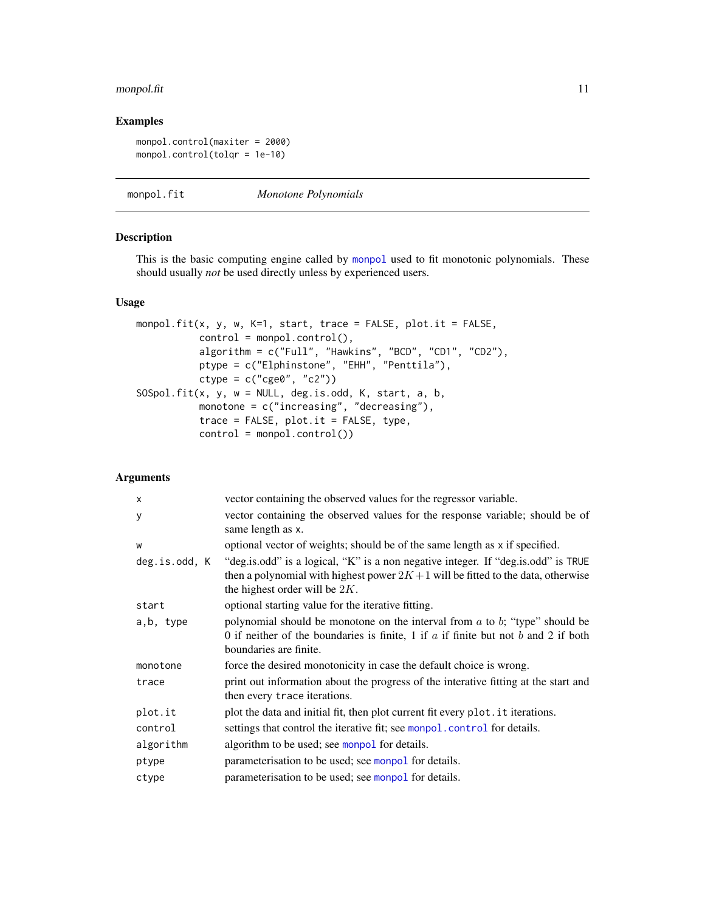## Examples

```
monpol.control(maxiter = 2000)
monpol.control(tolqr = 1e-10)
```

---

# monpol.fit *Monotone Polynomials*

## Description

This is the basic computing engine called by monpol used to fit monotonic polynomials. These should usually *not* be used directly unless by experienced users.

## Usage

```
monpol.fit(x, y, w, K=1, start, trace = FALSE, plot.it = FALSE,
           control = monpol.control(),
           algorithm = c("Full", "Hawkins", "BCD", "CD1", "CD2"),
           ptype = c("Elphinstone", "EHH", "Penttila"),
           ctype = c("cge0", "c2"))
SOSpol.fit(x, y, w = NULL, deg.is.odd, K, start, a, b,
           monotone = c("increasing", "decreasing"),
           trace = FALSE, plot.it = FALSE, type,
           control = monpol.control())
```

## Arguments

| | |
|---|---|
| x | vector containing the observed values for the regressor variable. |
| y | vector containing the observed values for the response variable; should be of same length as x. |
| w | optional vector of weights; should be of the same length as x if specified. |
| deg.is.odd, K | "deg.is.odd" is a logical, "K" is a non negative integer. If "deg.is.odd" is TRUE then a polynomial with highest power $2K+1$ will be fitted to the data, otherwise the highest order will be $2K$. |
| start | optional starting value for the iterative fitting. |
| a,b, type | polynomial should be monotone on the interval from $a$ to $b$; "type" should be 0 if neither of the boundaries is finite, 1 if $a$ if finite but not $b$ and 2 if both boundaries are finite. |
| monotone | force the desired monotonicity in case the default choice is wrong. |
| trace | print out information about the progress of the interative fitting at the start and then every trace iterations. |
| plot.it | plot the data and initial fit, then plot current fit every plot.it iterations. |
| control | settings that control the iterative fit; see monpol.control for details. |
| algorithm | algorithm to be used; see monpol for details. |
| ptype | parameterisation to be used; see monpol for details. |
| ctype | parameterisation to be used; see monpol for details. |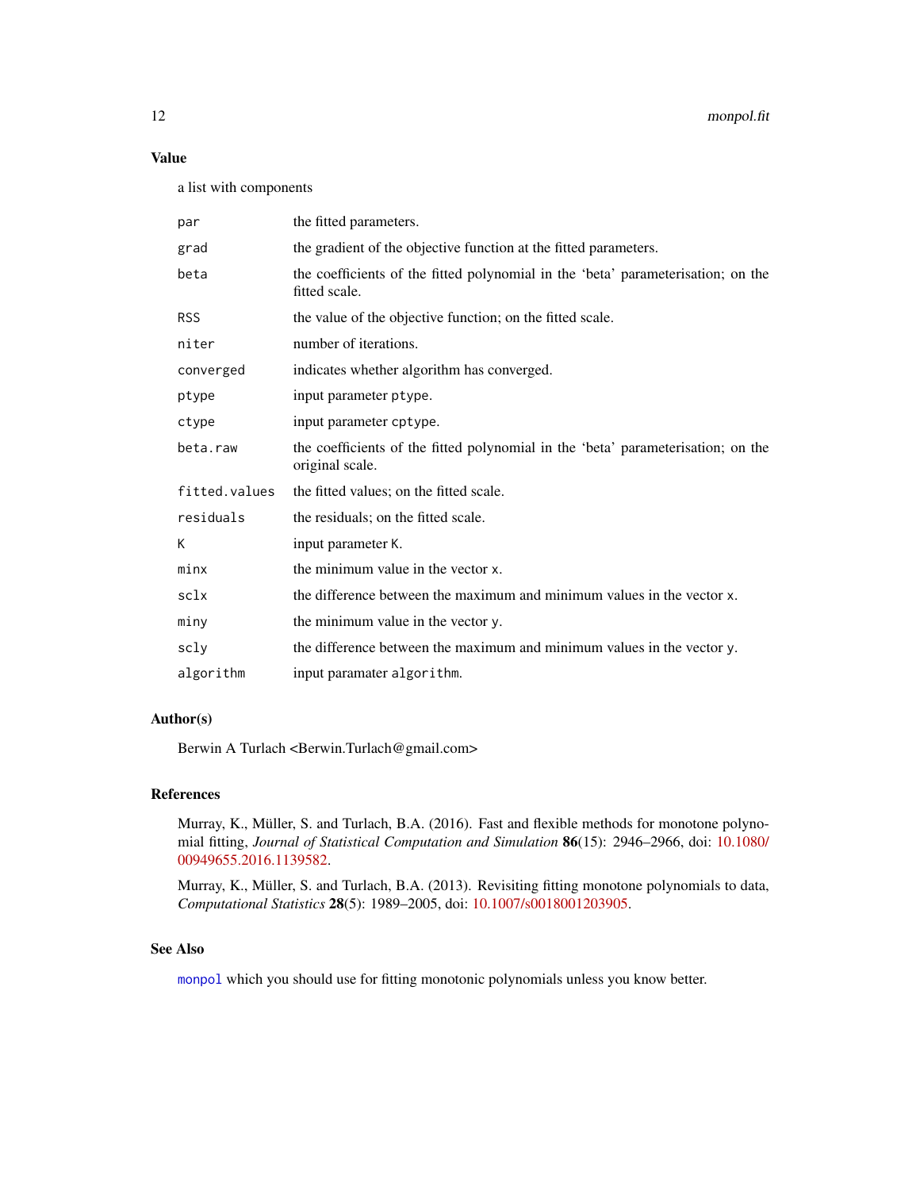### Value

a list with components

| | |
|---|---|
| `par` | the fitted parameters. |
| `grad` | the gradient of the objective function at the fitted parameters. |
| `beta` | the coefficients of the fitted polynomial in the 'beta' parameterisation; on the fitted scale. |
| `RSS` | the value of the objective function; on the fitted scale. |
| `niter` | number of iterations. |
| `converged` | indicates whether algorithm has converged. |
| `ptype` | input parameter `ptype`. |
| `ctype` | input parameter `cptype`. |
| `beta.raw` | the coefficients of the fitted polynomial in the 'beta' parameterisation; on the original scale. |
| `fitted.values` | the fitted values; on the fitted scale. |
| `residuals` | the residuals; on the fitted scale. |
| `K` | input parameter `K`. |
| `minx` | the minimum value in the vector `x`. |
| `sclx` | the difference between the maximum and minimum values in the vector `x`. |
| `miny` | the minimum value in the vector `y`. |
| `scly` | the difference between the maximum and minimum values in the vector `y`. |
| `algorithm` | input paramater `algorithm`. |

### Author(s)

Berwin A Turlach <Berwin.Turlach@gmail.com>

### References

Murray, K., Müller, S. and Turlach, B.A. (2016). Fast and flexible methods for monotone polynomial fitting, *Journal of Statistical Computation and Simulation* **86**(15): 2946–2966, doi: 10.1080/00949655.2016.1139582.

Murray, K., Müller, S. and Turlach, B.A. (2013). Revisiting fitting monotone polynomials to data, *Computational Statistics* **28**(5): 1989–2005, doi: 10.1007/s0018001203905.

### See Also

`monpol` which you should use for fitting monotonic polynomials unless you know better.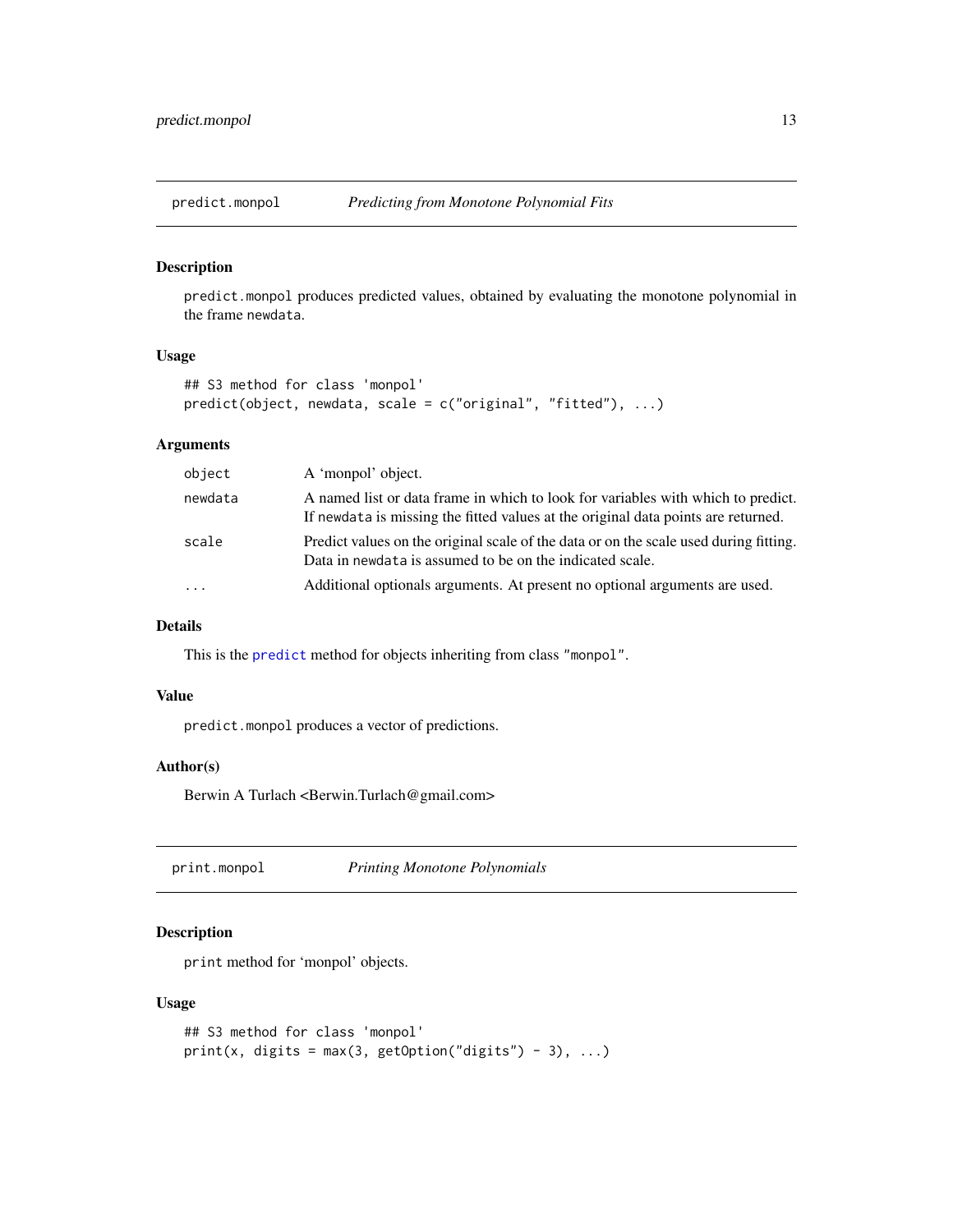## predict.monpol — *Predicting from Monotone Polynomial Fits*

### Description

predict.monpol produces predicted values, obtained by evaluating the monotone polynomial in the frame newdata.

### Usage

```
## S3 method for class 'monpol'
predict(object, newdata, scale = c("original", "fitted"), ...)
```

### Arguments

| | |
|---|---|
| object | A 'monpol' object. |
| newdata | A named list or data frame in which to look for variables with which to predict. If newdata is missing the fitted values at the original data points are returned. |
| scale | Predict values on the original scale of the data or on the scale used during fitting. Data in newdata is assumed to be on the indicated scale. |
| ... | Additional optionals arguments. At present no optional arguments are used. |

### Details

This is the predict method for objects inheriting from class "monpol".

### Value

predict.monpol produces a vector of predictions.

### Author(s)

Berwin A Turlach <Berwin.Turlach@gmail.com>

## print.monpol — *Printing Monotone Polynomials*

### Description

print method for 'monpol' objects.

### Usage

```
## S3 method for class 'monpol'
print(x, digits = max(3, getOption("digits") - 3), ...)
```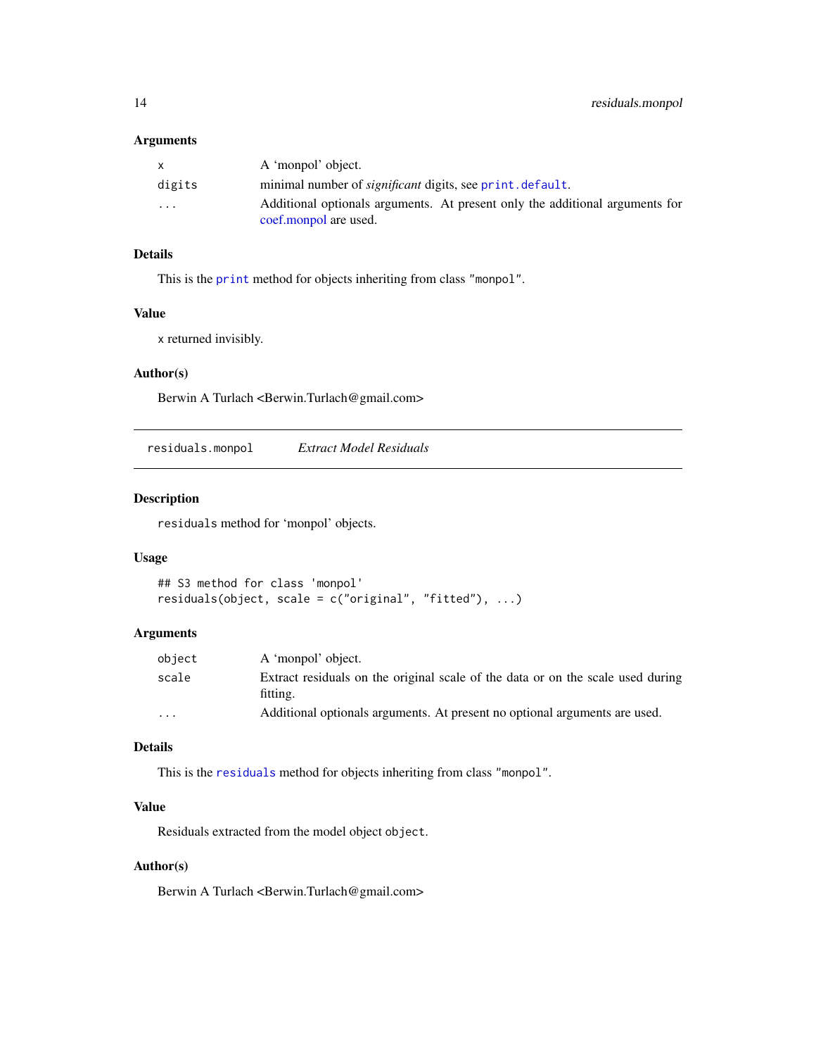### Arguments

| | |
|---|---|
| `x` | A 'monpol' object. |
| `digits` | minimal number of *significant* digits, see `print.default`. |
| `...` | Additional optionals arguments. At present only the additional arguments for coef.monpol are used. |

### Details

This is the `print` method for objects inheriting from class `"monpol"`.

### Value

`x` returned invisibly.

### Author(s)

Berwin A Turlach <Berwin.Turlach@gmail.com>

---

## residuals.monpol — *Extract Model Residuals*

---

### Description

`residuals` method for 'monpol' objects.

### Usage

```
## S3 method for class 'monpol'
residuals(object, scale = c("original", "fitted"), ...)
```

### Arguments

| | |
|---|---|
| `object` | A 'monpol' object. |
| `scale` | Extract residuals on the original scale of the data or on the scale used during fitting. |
| `...` | Additional optionals arguments. At present no optional arguments are used. |

### Details

This is the `residuals` method for objects inheriting from class `"monpol"`.

### Value

Residuals extracted from the model object `object`.

### Author(s)

Berwin A Turlach <Berwin.Turlach@gmail.com>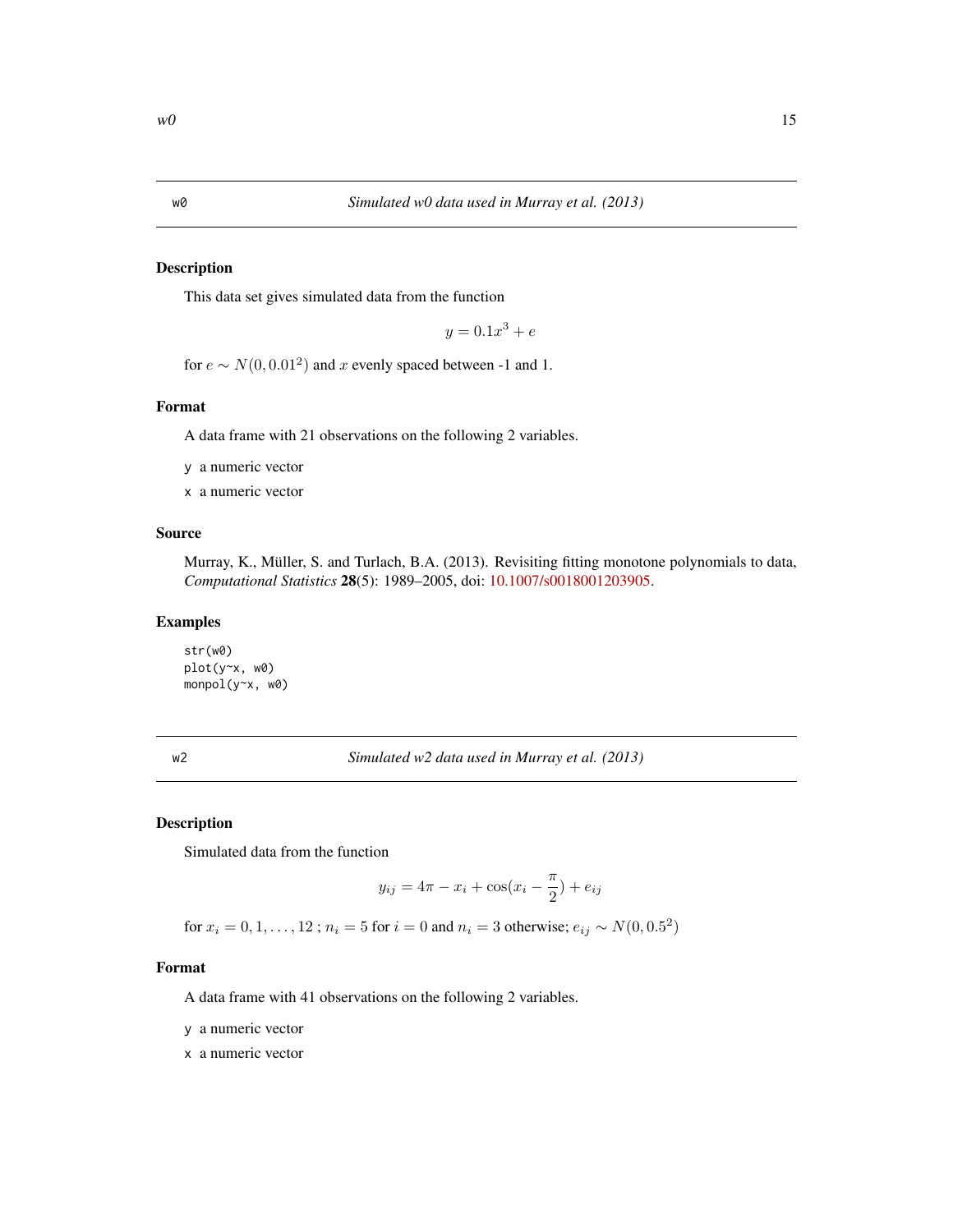## w0 — *Simulated w0 data used in Murray et al. (2013)*

### Description

This data set gives simulated data from the function

$$y = 0.1x^3 + e$$

for $e \sim N(0, 0.01^2)$ and $x$ evenly spaced between -1 and 1.

### Format

A data frame with 21 observations on the following 2 variables.

`y` a numeric vector

`x` a numeric vector

### Source

Murray, K., Müller, S. and Turlach, B.A. (2013). Revisiting fitting monotone polynomials to data, *Computational Statistics* **28**(5): 1989–2005, doi: 10.1007/s0018001203905.

### Examples

```
str(w0)
plot(y~x, w0)
monpol(y~x, w0)
```

## w2 — *Simulated w2 data used in Murray et al. (2013)*

### Description

Simulated data from the function

$$y_{ij} = 4\pi - x_i + \cos(x_i - \frac{\pi}{2}) + e_{ij}$$

for $x_i = 0, 1, \ldots, 12$ ; $n_i = 5$ for $i = 0$ and $n_i = 3$ otherwise; $e_{ij} \sim N(0, 0.5^2)$

### Format

A data frame with 41 observations on the following 2 variables.

`y` a numeric vector

`x` a numeric vector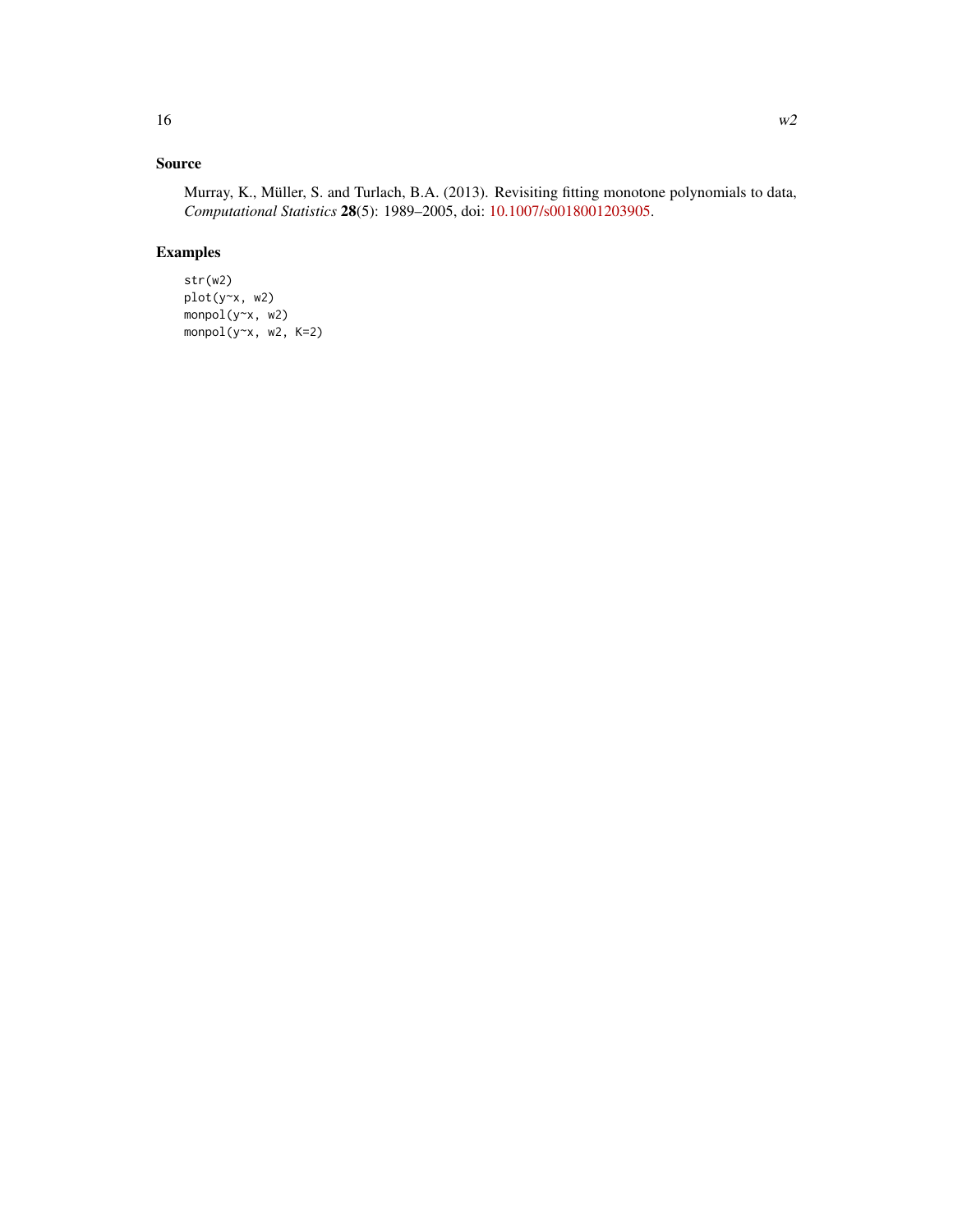## Source

Murray, K., Müller, S. and Turlach, B.A. (2013). Revisiting fitting monotone polynomials to data, *Computational Statistics* **28**(5): 1989–2005, doi: 10.1007/s0018001203905.

## Examples

```
str(w2)
plot(y~x, w2)
monpol(y~x, w2)
monpol(y~x, w2, K=2)
```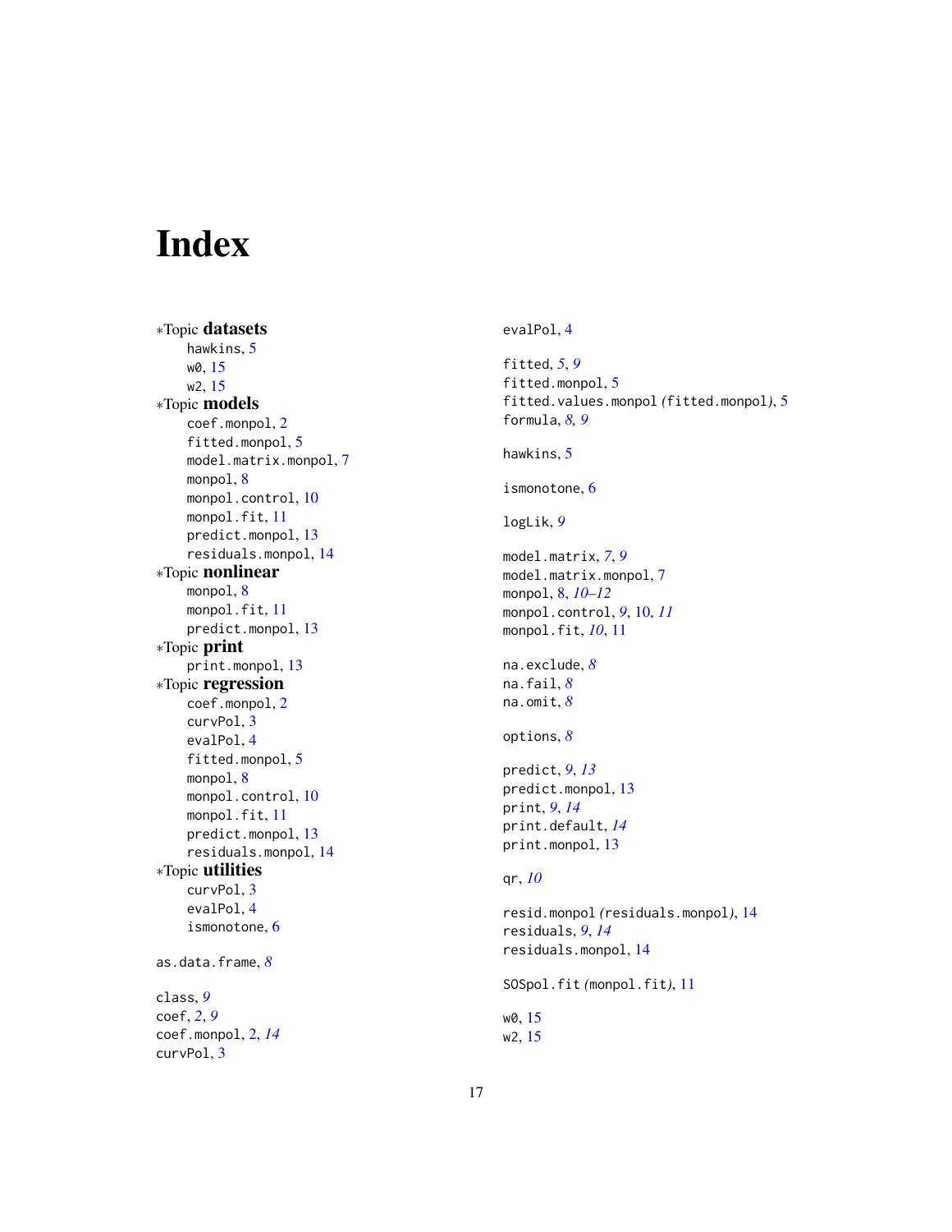# Index

∗Topic **datasets**
- hawkins, 5
- w0, 15
- w2, 15

∗Topic **models**
- coef.monpol, 2
- fitted.monpol, 5
- model.matrix.monpol, 7
- monpol, 8
- monpol.control, 10
- monpol.fit, 11
- predict.monpol, 13
- residuals.monpol, 14

∗Topic **nonlinear**
- monpol, 8
- monpol.fit, 11
- predict.monpol, 13

∗Topic **print**
- print.monpol, 13

∗Topic **regression**
- coef.monpol, 2
- curvPol, 3
- evalPol, 4
- fitted.monpol, 5
- monpol, 8
- monpol.control, 10
- monpol.fit, 11
- predict.monpol, 13
- residuals.monpol, 14

∗Topic **utilities**
- curvPol, 3
- evalPol, 4
- ismonotone, 6

as.data.frame, *8*

class, *9*
coef, 2, *9*
coef.monpol, 2, *14*
curvPol, 3

evalPol, 4

fitted, *5*, *9*
fitted.monpol, 5
fitted.values.monpol *(*fitted.monpol*)*, 5
formula, *8*, *9*

hawkins, 5

ismonotone, 6

logLik, *9*

model.matrix, *7*, *9*
model.matrix.monpol, 7
monpol, 8, *10–12*
monpol.control, *9*, 10, *11*
monpol.fit, *10*, 11

na.exclude, *8*
na.fail, *8*
na.omit, *8*

options, *8*

predict, *9*, *13*
predict.monpol, 13
print, *9*, *14*
print.default, *14*
print.monpol, 13

qr, *10*

resid.monpol *(*residuals.monpol*)*, 14
residuals, *9*, *14*
residuals.monpol, 14

SOSpol.fit *(*monpol.fit*)*, 11

w0, 15
w2, 15